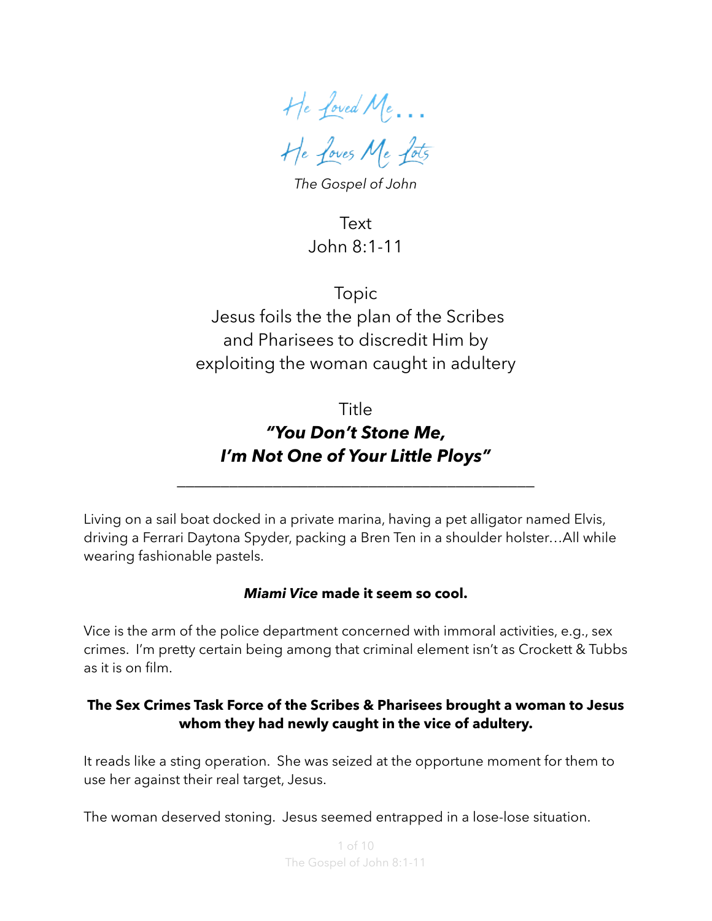# He Loved Me…
# He Loves Me Lots

*The Gospel of John*

Text
John 8:1-11

Topic
Jesus foils the the plan of the Scribes and Pharisees to discredit Him by exploiting the woman caught in adultery

Title
***"You Don't Stone Me, I'm Not One of Your Little Ploys"***

---

Living on a sail boat docked in a private marina, having a pet alligator named Elvis, driving a Ferrari Daytona Spyder, packing a Bren Ten in a shoulder holster…All while wearing fashionable pastels.

***Miami Vice* made it seem so cool.**

Vice is the arm of the police department concerned with immoral activities, e.g., sex crimes. I'm pretty certain being among that criminal element isn't as Crockett & Tubbs as it is on film.

**The Sex Crimes Task Force of the Scribes & Pharisees brought a woman to Jesus whom they had newly caught in the vice of adultery.**

It reads like a sting operation. She was seized at the opportune moment for them to use her against their real target, Jesus.

The woman deserved stoning. Jesus seemed entrapped in a lose-lose situation.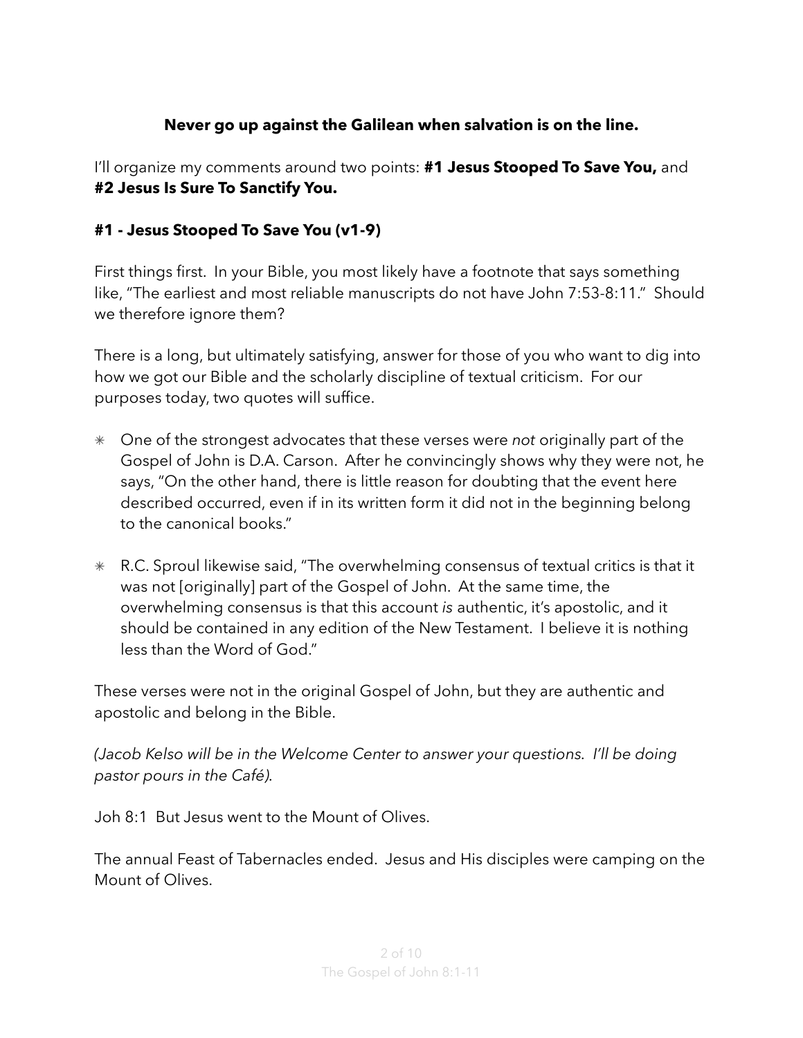**Never go up against the Galilean when salvation is on the line.**

I'll organize my comments around two points: **#1 Jesus Stooped To Save You,** and **#2 Jesus Is Sure To Sanctify You.**

**#1 - Jesus Stooped To Save You (v1-9)**

First things first. In your Bible, you most likely have a footnote that says something like, "The earliest and most reliable manuscripts do not have John 7:53-8:11." Should we therefore ignore them?

There is a long, but ultimately satisfying, answer for those of you who want to dig into how we got our Bible and the scholarly discipline of textual criticism. For our purposes today, two quotes will suffice.

- One of the strongest advocates that these verses were *not* originally part of the Gospel of John is D.A. Carson. After he convincingly shows why they were not, he says, "On the other hand, there is little reason for doubting that the event here described occurred, even if in its written form it did not in the beginning belong to the canonical books."

- R.C. Sproul likewise said, "The overwhelming consensus of textual critics is that it was not [originally] part of the Gospel of John. At the same time, the overwhelming consensus is that this account *is* authentic, it's apostolic, and it should be contained in any edition of the New Testament. I believe it is nothing less than the Word of God."

These verses were not in the original Gospel of John, but they are authentic and apostolic and belong in the Bible.

*(Jacob Kelso will be in the Welcome Center to answer your questions. I'll be doing pastor pours in the Café).*

Joh 8:1 But Jesus went to the Mount of Olives.

The annual Feast of Tabernacles ended. Jesus and His disciples were camping on the Mount of Olives.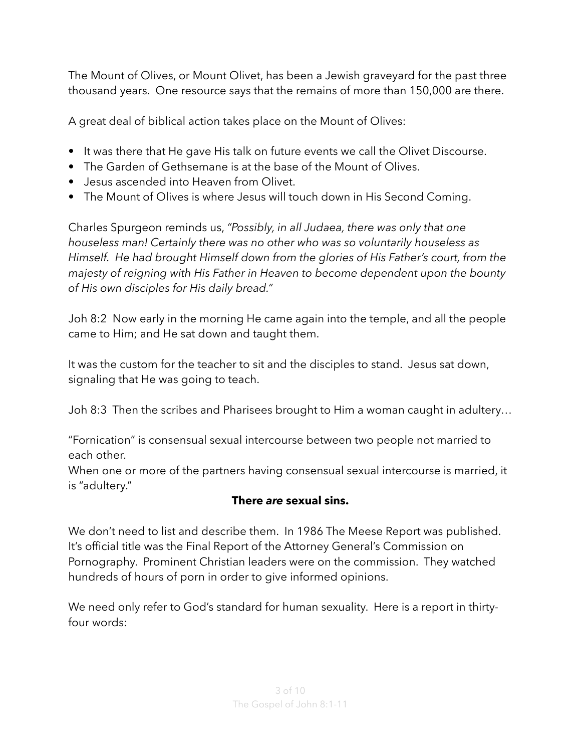The Mount of Olives, or Mount Olivet, has been a Jewish graveyard for the past three thousand years. One resource says that the remains of more than 150,000 are there.

A great deal of biblical action takes place on the Mount of Olives:

- It was there that He gave His talk on future events we call the Olivet Discourse.
- The Garden of Gethsemane is at the base of the Mount of Olives.
- Jesus ascended into Heaven from Olivet.
- The Mount of Olives is where Jesus will touch down in His Second Coming.

Charles Spurgeon reminds us, *"Possibly, in all Judaea, there was only that one houseless man! Certainly there was no other who was so voluntarily houseless as Himself. He had brought Himself down from the glories of His Father's court, from the majesty of reigning with His Father in Heaven to become dependent upon the bounty of His own disciples for His daily bread."*

Joh 8:2 Now early in the morning He came again into the temple, and all the people came to Him; and He sat down and taught them.

It was the custom for the teacher to sit and the disciples to stand. Jesus sat down, signaling that He was going to teach.

Joh 8:3 Then the scribes and Pharisees brought to Him a woman caught in adultery…

"Fornication" is consensual sexual intercourse between two people not married to each other.
When one or more of the partners having consensual sexual intercourse is married, it is "adultery."

**There *are* sexual sins.**

We don't need to list and describe them. In 1986 The Meese Report was published. It's official title was the Final Report of the Attorney General's Commission on Pornography. Prominent Christian leaders were on the commission. They watched hundreds of hours of porn in order to give informed opinions.

We need only refer to God's standard for human sexuality. Here is a report in thirty-four words: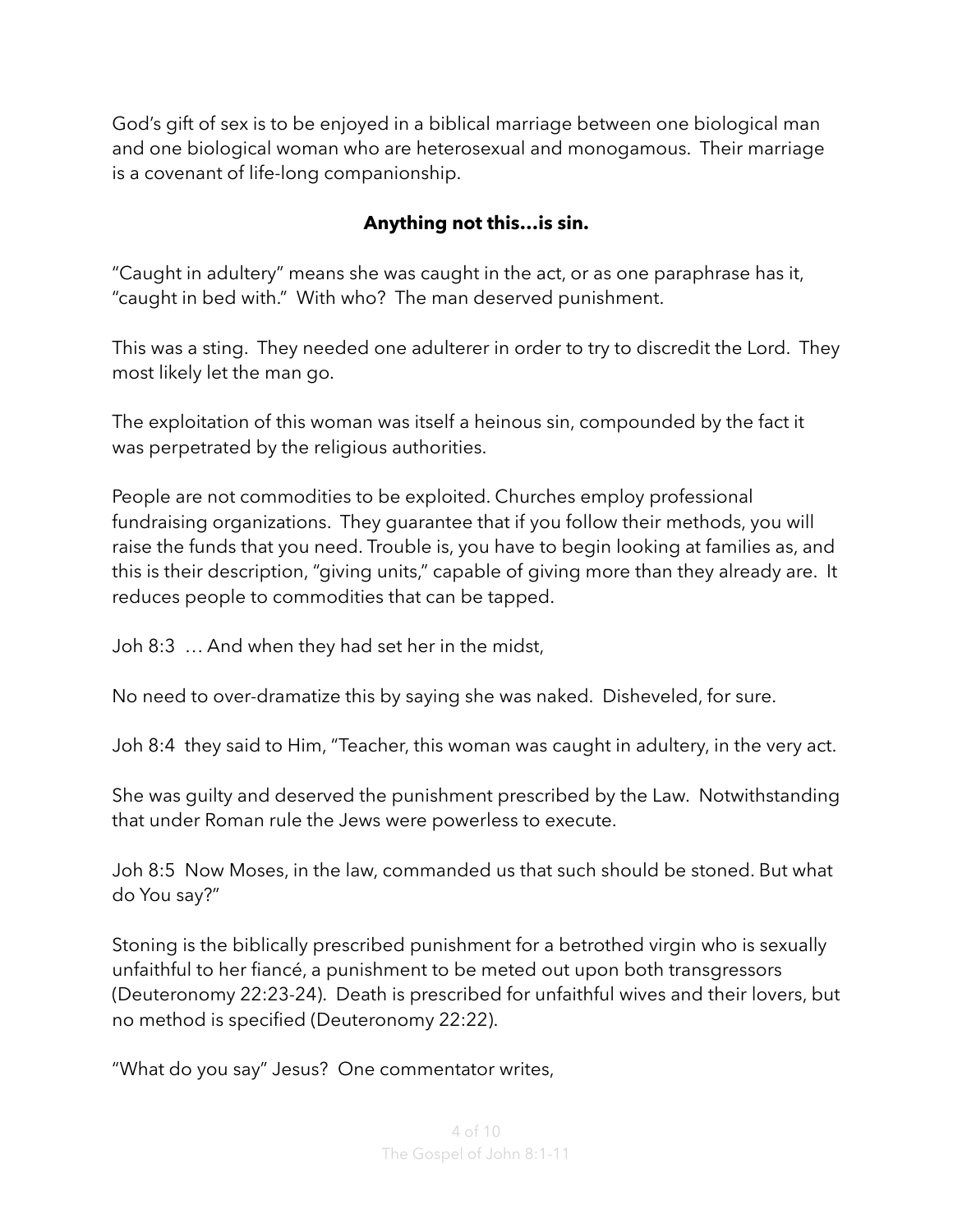God's gift of sex is to be enjoyed in a biblical marriage between one biological man and one biological woman who are heterosexual and monogamous. Their marriage is a covenant of life-long companionship.

**Anything not this…is sin.**

"Caught in adultery" means she was caught in the act, or as one paraphrase has it, "caught in bed with." With who? The man deserved punishment.

This was a sting. They needed one adulterer in order to try to discredit the Lord. They most likely let the man go.

The exploitation of this woman was itself a heinous sin, compounded by the fact it was perpetrated by the religious authorities.

People are not commodities to be exploited. Churches employ professional fundraising organizations. They guarantee that if you follow their methods, you will raise the funds that you need. Trouble is, you have to begin looking at families as, and this is their description, "giving units," capable of giving more than they already are. It reduces people to commodities that can be tapped.

Joh 8:3 … And when they had set her in the midst,

No need to over-dramatize this by saying she was naked. Disheveled, for sure.

Joh 8:4 they said to Him, "Teacher, this woman was caught in adultery, in the very act.

She was guilty and deserved the punishment prescribed by the Law. Notwithstanding that under Roman rule the Jews were powerless to execute.

Joh 8:5 Now Moses, in the law, commanded us that such should be stoned. But what do You say?"

Stoning is the biblically prescribed punishment for a betrothed virgin who is sexually unfaithful to her fiancé, a punishment to be meted out upon both transgressors (Deuteronomy 22:23-24). Death is prescribed for unfaithful wives and their lovers, but no method is specified (Deuteronomy 22:22).

"What do you say" Jesus? One commentator writes,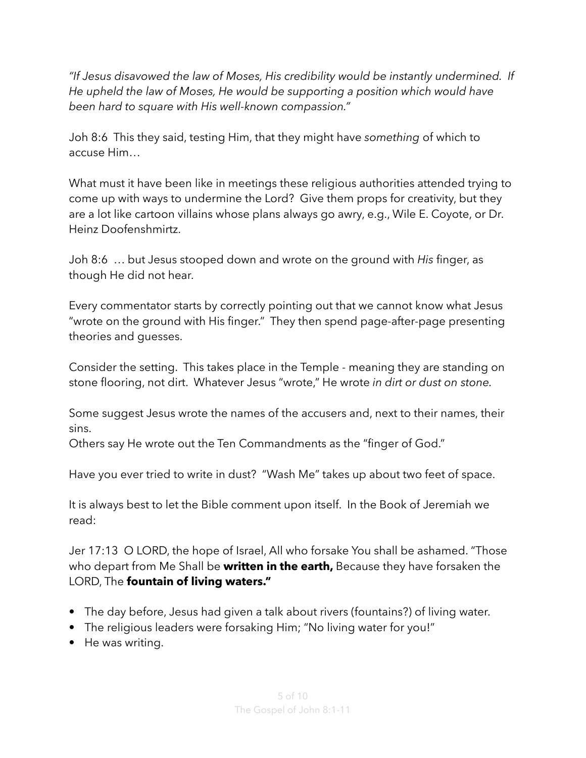*"If Jesus disavowed the law of Moses, His credibility would be instantly undermined. If He upheld the law of Moses, He would be supporting a position which would have been hard to square with His well-known compassion."*

Joh 8:6 This they said, testing Him, that they might have *something* of which to accuse Him…

What must it have been like in meetings these religious authorities attended trying to come up with ways to undermine the Lord? Give them props for creativity, but they are a lot like cartoon villains whose plans always go awry, e.g., Wile E. Coyote, or Dr. Heinz Doofenshmirtz.

Joh 8:6 … but Jesus stooped down and wrote on the ground with *His* finger, as though He did not hear.

Every commentator starts by correctly pointing out that we cannot know what Jesus "wrote on the ground with His finger." They then spend page-after-page presenting theories and guesses.

Consider the setting. This takes place in the Temple - meaning they are standing on stone flooring, not dirt. Whatever Jesus "wrote," He wrote *in dirt or dust on stone*.

Some suggest Jesus wrote the names of the accusers and, next to their names, their sins.
Others say He wrote out the Ten Commandments as the "finger of God."

Have you ever tried to write in dust? "Wash Me" takes up about two feet of space.

It is always best to let the Bible comment upon itself. In the Book of Jeremiah we read:

Jer 17:13 O LORD, the hope of Israel, All who forsake You shall be ashamed. "Those who depart from Me Shall be **written in the earth,** Because they have forsaken the LORD, The **fountain of living waters."**

- The day before, Jesus had given a talk about rivers (fountains?) of living water.
- The religious leaders were forsaking Him; "No living water for you!"
- He was writing.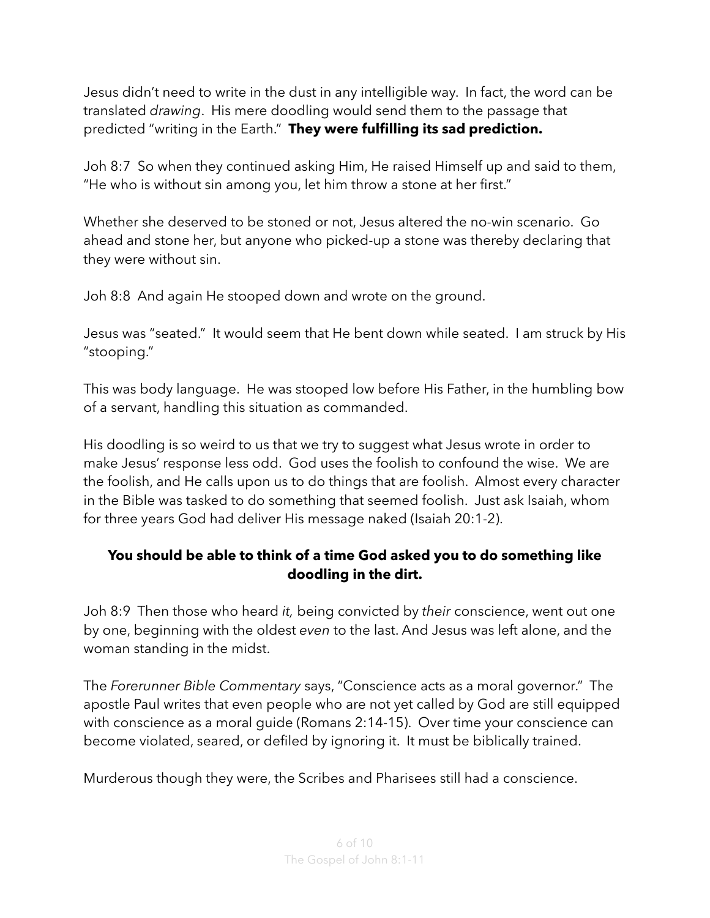Jesus didn't need to write in the dust in any intelligible way. In fact, the word can be translated *drawing*. His mere doodling would send them to the passage that predicted "writing in the Earth." **They were fulfilling its sad prediction.**

Joh 8:7 So when they continued asking Him, He raised Himself up and said to them, "He who is without sin among you, let him throw a stone at her first."

Whether she deserved to be stoned or not, Jesus altered the no-win scenario. Go ahead and stone her, but anyone who picked-up a stone was thereby declaring that they were without sin.

Joh 8:8 And again He stooped down and wrote on the ground.

Jesus was "seated." It would seem that He bent down while seated. I am struck by His "stooping."

This was body language. He was stooped low before His Father, in the humbling bow of a servant, handling this situation as commanded.

His doodling is so weird to us that we try to suggest what Jesus wrote in order to make Jesus' response less odd. God uses the foolish to confound the wise. We are the foolish, and He calls upon us to do things that are foolish. Almost every character in the Bible was tasked to do something that seemed foolish. Just ask Isaiah, whom for three years God had deliver His message naked (Isaiah 20:1-2).

**You should be able to think of a time God asked you to do something like doodling in the dirt.**

Joh 8:9 Then those who heard *it,* being convicted by *their* conscience, went out one by one, beginning with the oldest *even* to the last. And Jesus was left alone, and the woman standing in the midst.

The *Forerunner Bible Commentary* says, "Conscience acts as a moral governor." The apostle Paul writes that even people who are not yet called by God are still equipped with conscience as a moral guide (Romans 2:14-15). Over time your conscience can become violated, seared, or defiled by ignoring it. It must be biblically trained.

Murderous though they were, the Scribes and Pharisees still had a conscience.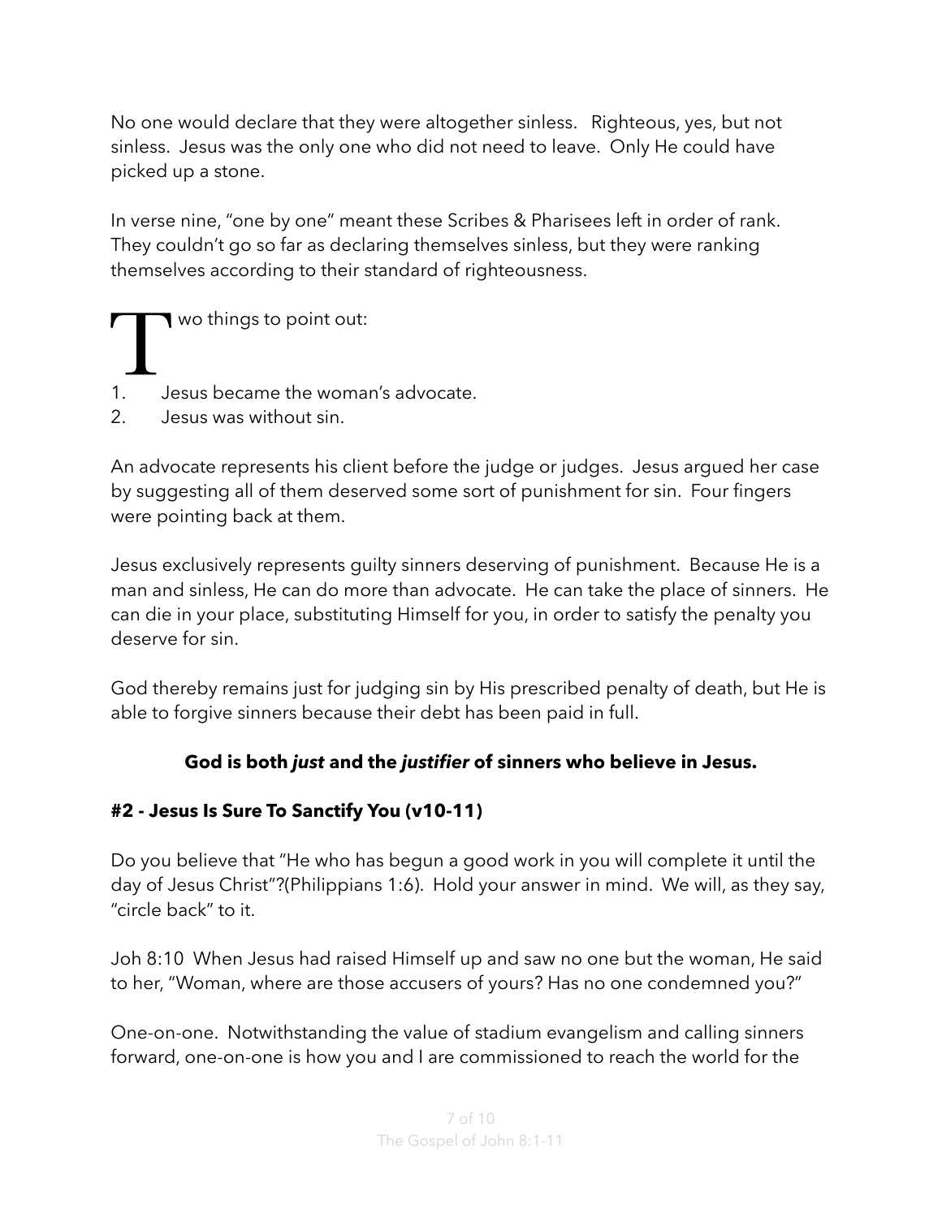No one would declare that they were altogether sinless. Righteous, yes, but not sinless. Jesus was the only one who did not need to leave. Only He could have picked up a stone.

In verse nine, "one by one" meant these Scribes & Pharisees left in order of rank. They couldn't go so far as declaring themselves sinless, but they were ranking themselves according to their standard of righteousness.

Two things to point out:

1. Jesus became the woman's advocate.
2. Jesus was without sin.

An advocate represents his client before the judge or judges. Jesus argued her case by suggesting all of them deserved some sort of punishment for sin. Four fingers were pointing back at them.

Jesus exclusively represents guilty sinners deserving of punishment. Because He is a man and sinless, He can do more than advocate. He can take the place of sinners. He can die in your place, substituting Himself for you, in order to satisfy the penalty you deserve for sin.

God thereby remains just for judging sin by His prescribed penalty of death, but He is able to forgive sinners because their debt has been paid in full.

**God is both *just* and the *justifier* of sinners who believe in Jesus.**

**#2 - Jesus Is Sure To Sanctify You (v10-11)**

Do you believe that "He who has begun a good work in you will complete it until the day of Jesus Christ"?(Philippians 1:6). Hold your answer in mind. We will, as they say, "circle back" to it.

Joh 8:10 When Jesus had raised Himself up and saw no one but the woman, He said to her, "Woman, where are those accusers of yours? Has no one condemned you?"

One-on-one. Notwithstanding the value of stadium evangelism and calling sinners forward, one-on-one is how you and I are commissioned to reach the world for the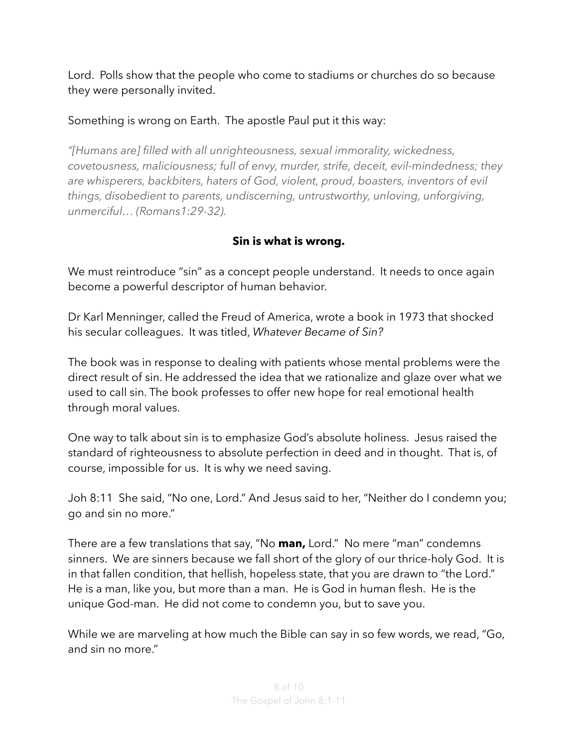Lord. Polls show that the people who come to stadiums or churches do so because they were personally invited.

Something is wrong on Earth. The apostle Paul put it this way:

*"[Humans are] filled with all unrighteousness, sexual immorality, wickedness, covetousness, maliciousness; full of envy, murder, strife, deceit, evil-mindedness; they are whisperers, backbiters, haters of God, violent, proud, boasters, inventors of evil things, disobedient to parents, undiscerning, untrustworthy, unloving, unforgiving, unmerciful… (Romans1:29-32).*

**Sin is what is wrong.**

We must reintroduce "sin" as a concept people understand. It needs to once again become a powerful descriptor of human behavior.

Dr Karl Menninger, called the Freud of America, wrote a book in 1973 that shocked his secular colleagues. It was titled, *Whatever Became of Sin?*

The book was in response to dealing with patients whose mental problems were the direct result of sin. He addressed the idea that we rationalize and glaze over what we used to call sin. The book professes to offer new hope for real emotional health through moral values.

One way to talk about sin is to emphasize God's absolute holiness. Jesus raised the standard of righteousness to absolute perfection in deed and in thought. That is, of course, impossible for us. It is why we need saving.

Joh 8:11 She said, "No one, Lord." And Jesus said to her, "Neither do I condemn you; go and sin no more."

There are a few translations that say, "No **man,** Lord." No mere "man" condemns sinners. We are sinners because we fall short of the glory of our thrice-holy God. It is in that fallen condition, that hellish, hopeless state, that you are drawn to "the Lord." He is a man, like you, but more than a man. He is God in human flesh. He is the unique God-man. He did not come to condemn you, but to save you.

While we are marveling at how much the Bible can say in so few words, we read, "Go, and sin no more."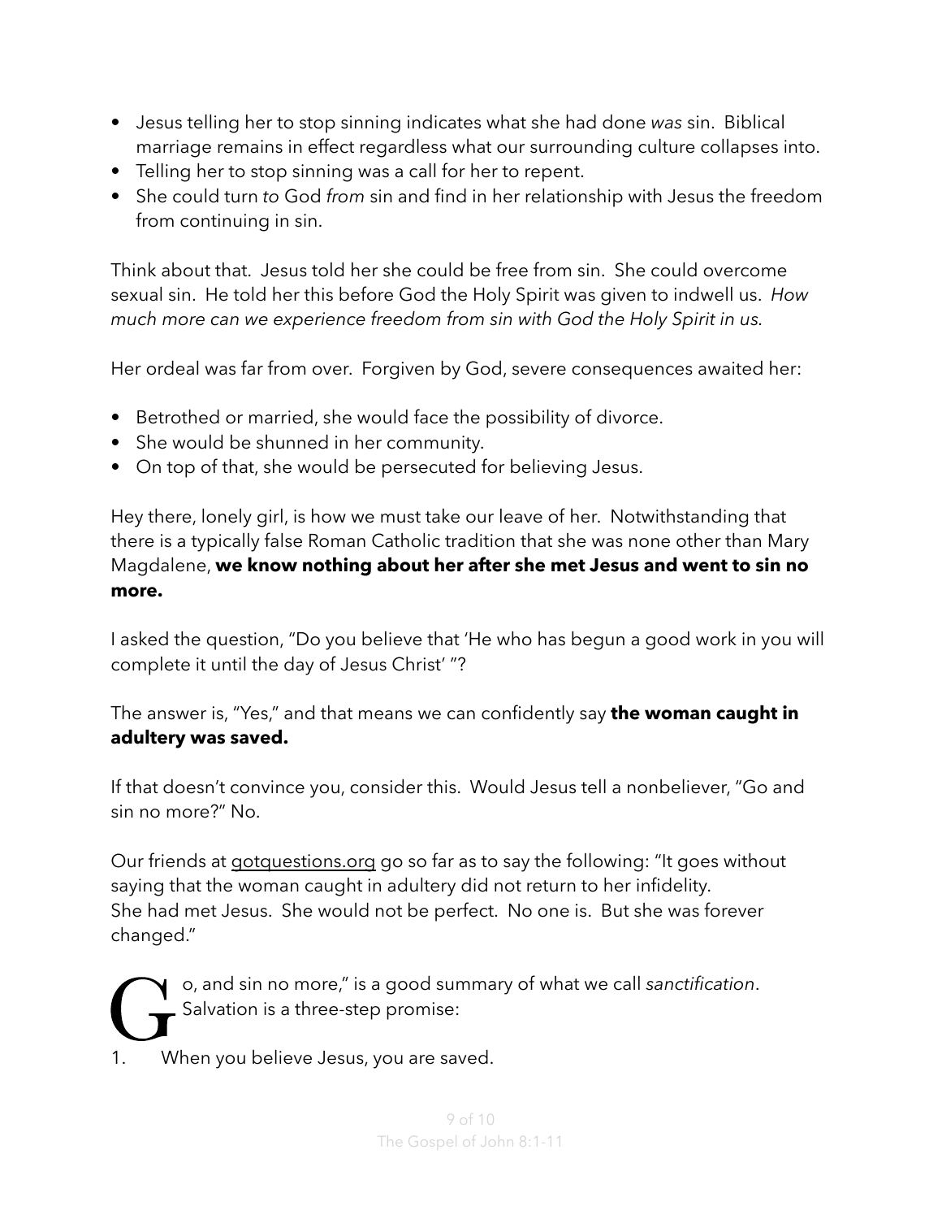- Jesus telling her to stop sinning indicates what she had done *was* sin. Biblical marriage remains in effect regardless what our surrounding culture collapses into.
- Telling her to stop sinning was a call for her to repent.
- She could turn *to* God *from* sin and find in her relationship with Jesus the freedom from continuing in sin.

Think about that. Jesus told her she could be free from sin. She could overcome sexual sin. He told her this before God the Holy Spirit was given to indwell us. *How much more can we experience freedom from sin with God the Holy Spirit in us.*

Her ordeal was far from over. Forgiven by God, severe consequences awaited her:

- Betrothed or married, she would face the possibility of divorce.
- She would be shunned in her community.
- On top of that, she would be persecuted for believing Jesus.

Hey there, lonely girl, is how we must take our leave of her. Notwithstanding that there is a typically false Roman Catholic tradition that she was none other than Mary Magdalene, **we know nothing about her after she met Jesus and went to sin no more.**

I asked the question, "Do you believe that 'He who has begun a good work in you will complete it until the day of Jesus Christ' "?

The answer is, "Yes," and that means we can confidently say **the woman caught in adultery was saved.**

If that doesn't convince you, consider this. Would Jesus tell a nonbeliever, "Go and sin no more?" No.

Our friends at gotquestions.org go so far as to say the following: "It goes without saying that the woman caught in adultery did not return to her infidelity. She had met Jesus. She would not be perfect. No one is. But she was forever changed."

"Go, and sin no more," is a good summary of what we call *sanctification*. Salvation is a three-step promise:

1. When you believe Jesus, you are saved.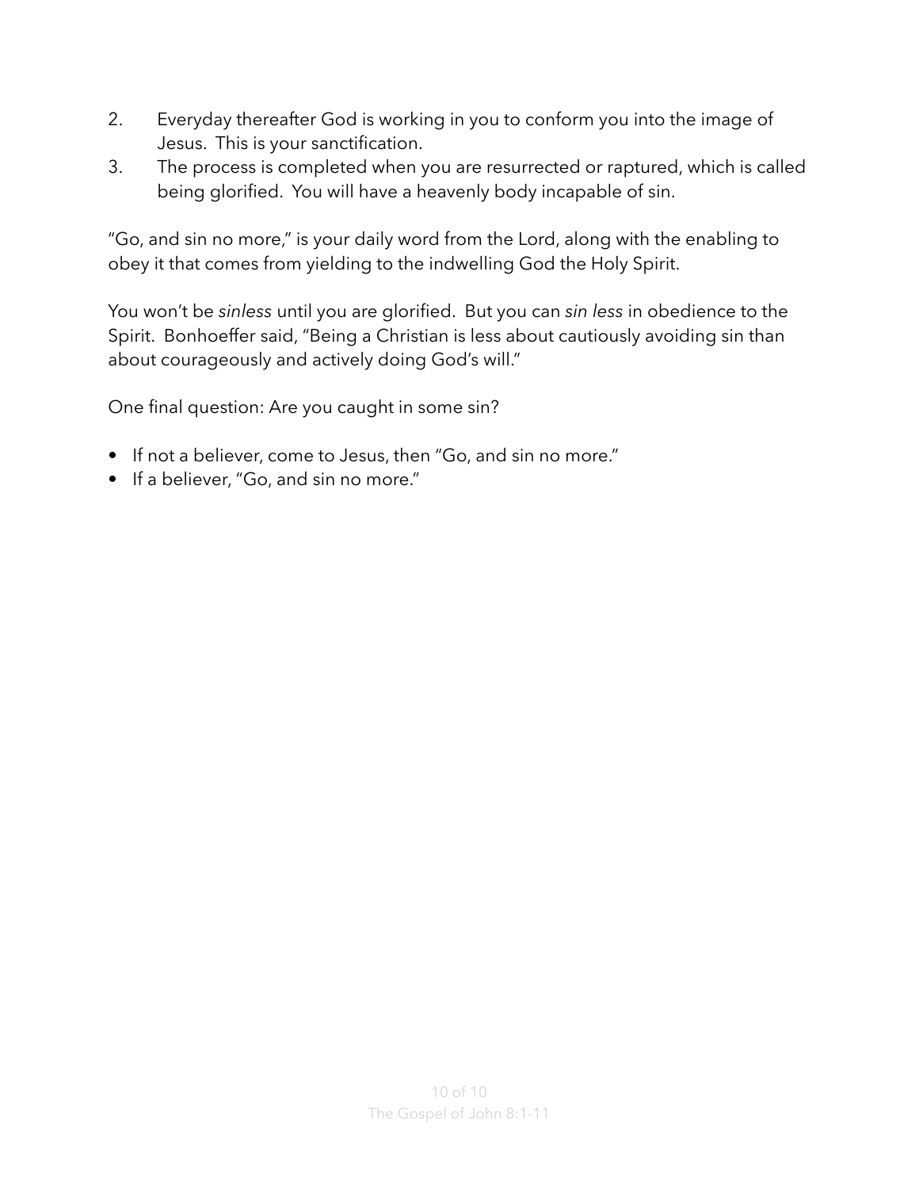2. Everyday thereafter God is working in you to conform you into the image of Jesus. This is your sanctification.
3. The process is completed when you are resurrected or raptured, which is called being glorified. You will have a heavenly body incapable of sin.

"Go, and sin no more," is your daily word from the Lord, along with the enabling to obey it that comes from yielding to the indwelling God the Holy Spirit.

You won't be *sinless* until you are glorified. But you can *sin less* in obedience to the Spirit. Bonhoeffer said, "Being a Christian is less about cautiously avoiding sin than about courageously and actively doing God's will."

One final question: Are you caught in some sin?

- If not a believer, come to Jesus, then "Go, and sin no more."
- If a believer, "Go, and sin no more."